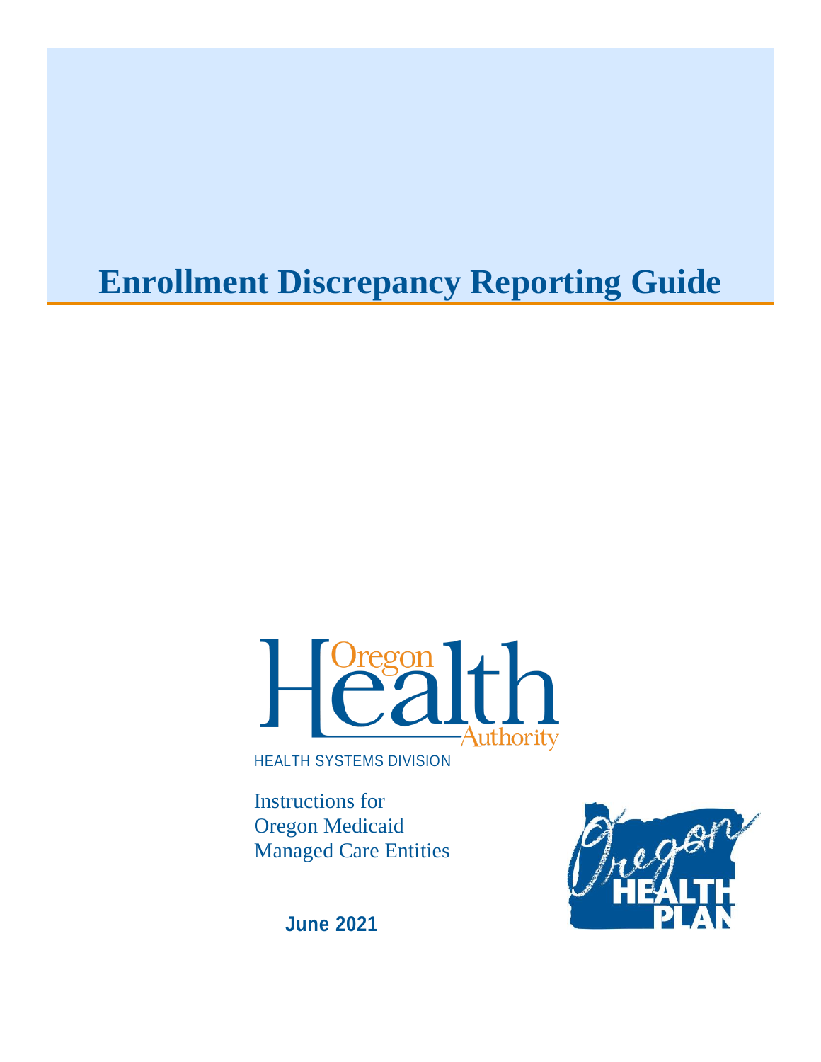# Enrollment Discrepancy Reporting Guide

Oregon Health Authority

HEALTH SYSTEMS DIVISION

Instructions for
Oregon Medicaid
Managed Care Entities

**June 2021**

Oregon Health Plan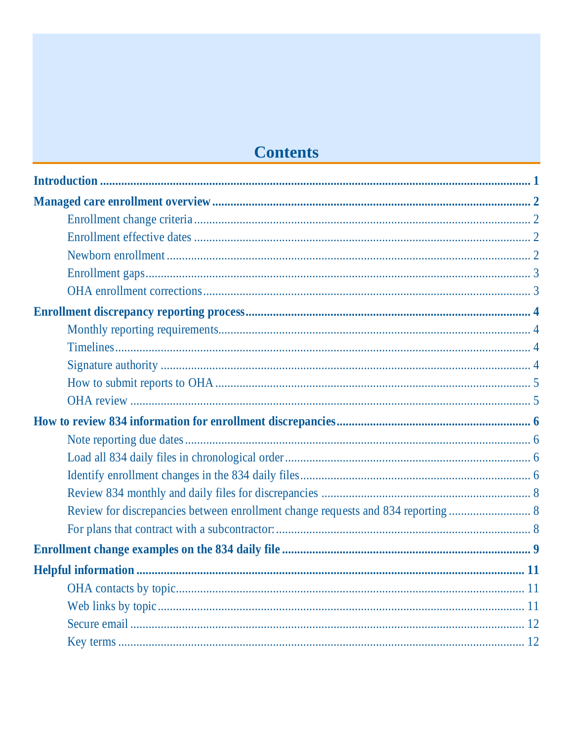# Contents

**Introduction** ..... **1**

**Managed care enrollment overview** ..... **2**

- Enrollment change criteria ..... 2
- Enrollment effective dates ..... 2
- Newborn enrollment ..... 2
- Enrollment gaps ..... 3
- OHA enrollment corrections ..... 3

**Enrollment discrepancy reporting process** ..... **4**

- Monthly reporting requirements ..... 4
- Timelines ..... 4
- Signature authority ..... 4
- How to submit reports to OHA ..... 5
- OHA review ..... 5

**How to review 834 information for enrollment discrepancies** ..... **6**

- Note reporting due dates ..... 6
- Load all 834 daily files in chronological order ..... 6
- Identify enrollment changes in the 834 daily files ..... 6
- Review 834 monthly and daily files for discrepancies ..... 8
- Review for discrepancies between enrollment change requests and 834 reporting ..... 8
- For plans that contract with a subcontractor: ..... 8

**Enrollment change examples on the 834 daily file** ..... **9**

**Helpful information** ..... **11**

- OHA contacts by topic ..... 11
- Web links by topic ..... 11
- Secure email ..... 12
- Key terms ..... 12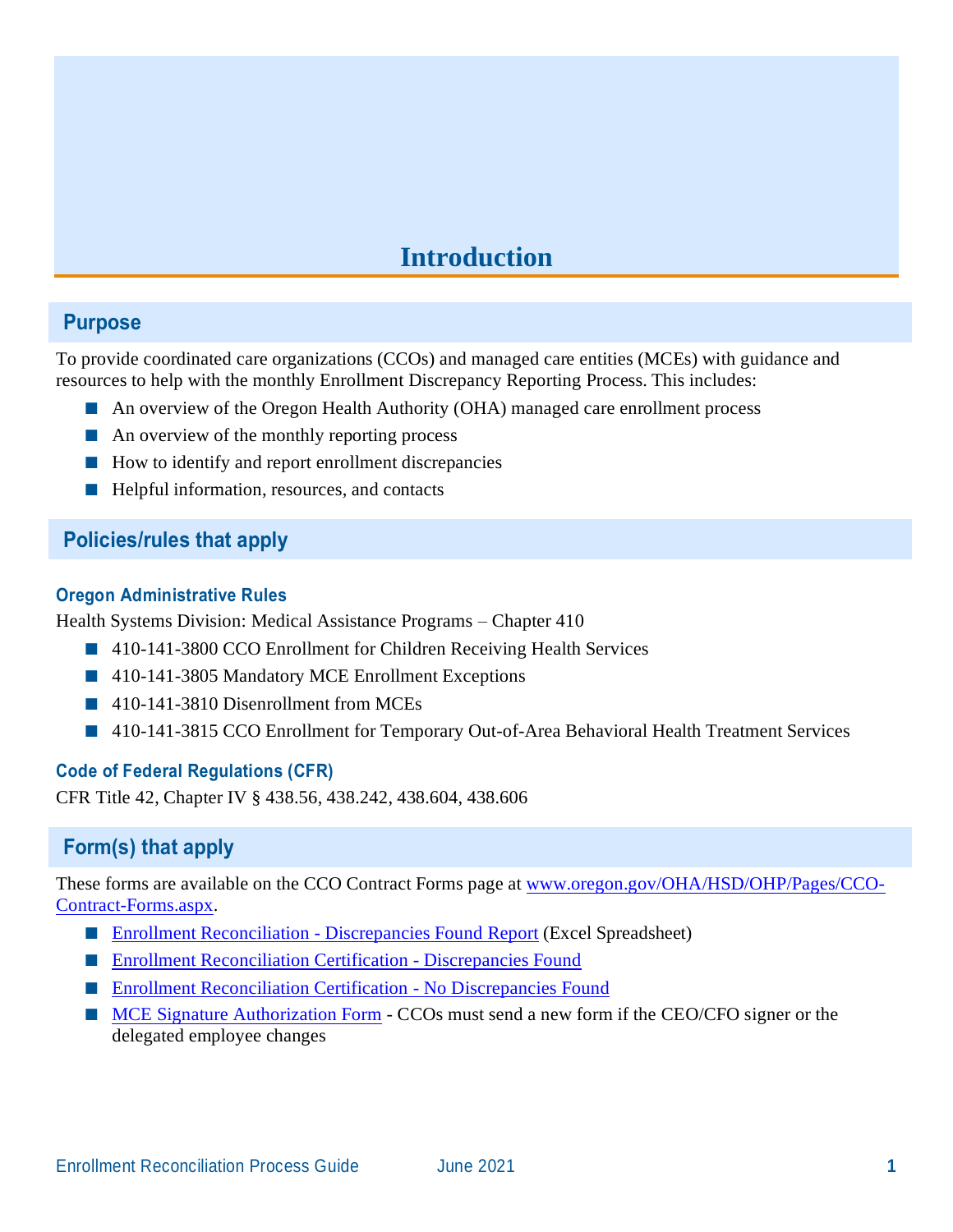# Introduction

## Purpose

To provide coordinated care organizations (CCOs) and managed care entities (MCEs) with guidance and resources to help with the monthly Enrollment Discrepancy Reporting Process. This includes:

- An overview of the Oregon Health Authority (OHA) managed care enrollment process
- An overview of the monthly reporting process
- How to identify and report enrollment discrepancies
- Helpful information, resources, and contacts

## Policies/rules that apply

### Oregon Administrative Rules

Health Systems Division: Medical Assistance Programs – Chapter 410

- 410-141-3800 CCO Enrollment for Children Receiving Health Services
- 410-141-3805 Mandatory MCE Enrollment Exceptions
- 410-141-3810 Disenrollment from MCEs
- 410-141-3815 CCO Enrollment for Temporary Out-of-Area Behavioral Health Treatment Services

### Code of Federal Regulations (CFR)

CFR Title 42, Chapter IV § 438.56, 438.242, 438.604, 438.606

## Form(s) that apply

These forms are available on the CCO Contract Forms page at www.oregon.gov/OHA/HSD/OHP/Pages/CCO-Contract-Forms.aspx.

- Enrollment Reconciliation - Discrepancies Found Report (Excel Spreadsheet)
- Enrollment Reconciliation Certification - Discrepancies Found
- Enrollment Reconciliation Certification - No Discrepancies Found
- MCE Signature Authorization Form - CCOs must send a new form if the CEO/CFO signer or the delegated employee changes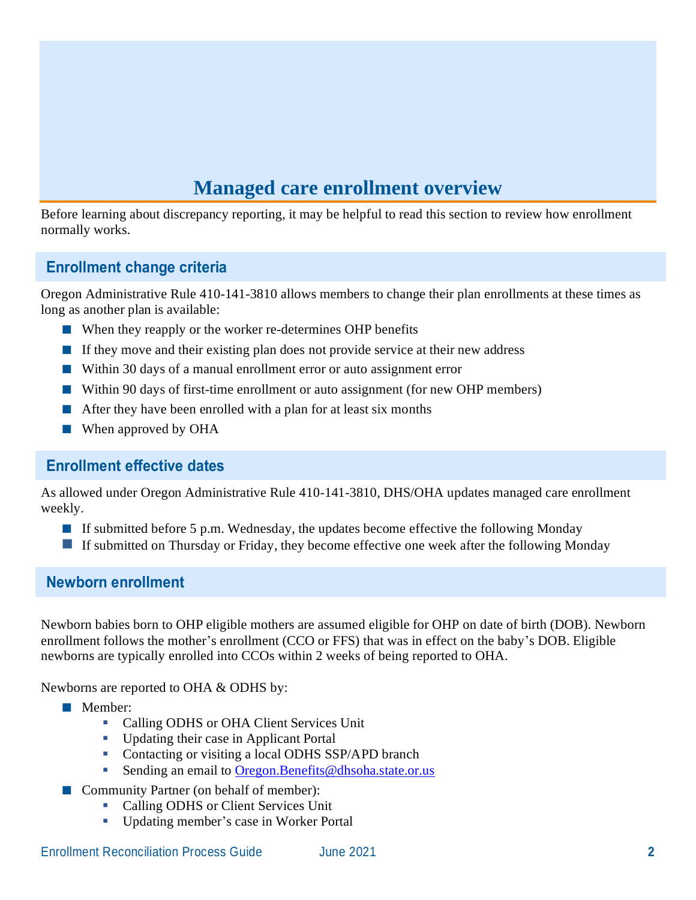# Managed care enrollment overview

Before learning about discrepancy reporting, it may be helpful to read this section to review how enrollment normally works.

## Enrollment change criteria

Oregon Administrative Rule 410-141-3810 allows members to change their plan enrollments at these times as long as another plan is available:

- When they reapply or the worker re-determines OHP benefits
- If they move and their existing plan does not provide service at their new address
- Within 30 days of a manual enrollment error or auto assignment error
- Within 90 days of first-time enrollment or auto assignment (for new OHP members)
- After they have been enrolled with a plan for at least six months
- When approved by OHA

## Enrollment effective dates

As allowed under Oregon Administrative Rule 410-141-3810, DHS/OHA updates managed care enrollment weekly.

- If submitted before 5 p.m. Wednesday, the updates become effective the following Monday
- If submitted on Thursday or Friday, they become effective one week after the following Monday

## Newborn enrollment

Newborn babies born to OHP eligible mothers are assumed eligible for OHP on date of birth (DOB). Newborn enrollment follows the mother's enrollment (CCO or FFS) that was in effect on the baby's DOB. Eligible newborns are typically enrolled into CCOs within 2 weeks of being reported to OHA.

Newborns are reported to OHA & ODHS by:

- Member:
  - Calling ODHS or OHA Client Services Unit
  - Updating their case in Applicant Portal
  - Contacting or visiting a local ODHS SSP/APD branch
  - Sending an email to Oregon.Benefits@dhsoha.state.or.us
- Community Partner (on behalf of member):
  - Calling ODHS or Client Services Unit
  - Updating member's case in Worker Portal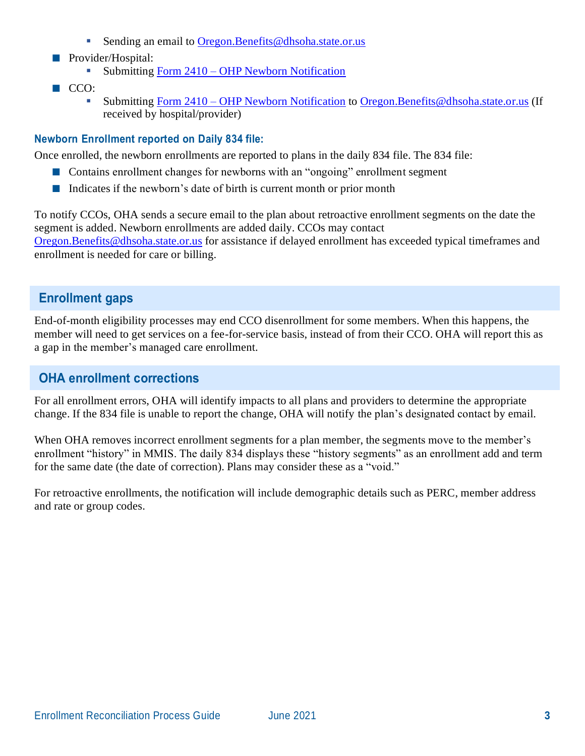- Sending an email to [Oregon.Benefits@dhsoha.state.or.us](mailto:Oregon.Benefits@dhsoha.state.or.us)
- Provider/Hospital:
  - Submitting [Form 2410 – OHP Newborn Notification]()
- CCO:
  - Submitting [Form 2410 – OHP Newborn Notification]() to [Oregon.Benefits@dhsoha.state.or.us](mailto:Oregon.Benefits@dhsoha.state.or.us) (If received by hospital/provider)

#### Newborn Enrollment reported on Daily 834 file:

Once enrolled, the newborn enrollments are reported to plans in the daily 834 file. The 834 file:

- Contains enrollment changes for newborns with an "ongoing" enrollment segment
- Indicates if the newborn's date of birth is current month or prior month

To notify CCOs, OHA sends a secure email to the plan about retroactive enrollment segments on the date the segment is added. Newborn enrollments are added daily. CCOs may contact [Oregon.Benefits@dhsoha.state.or.us](mailto:Oregon.Benefits@dhsoha.state.or.us) for assistance if delayed enrollment has exceeded typical timeframes and enrollment is needed for care or billing.

## Enrollment gaps

End-of-month eligibility processes may end CCO disenrollment for some members. When this happens, the member will need to get services on a fee-for-service basis, instead of from their CCO. OHA will report this as a gap in the member's managed care enrollment.

## OHA enrollment corrections

For all enrollment errors, OHA will identify impacts to all plans and providers to determine the appropriate change. If the 834 file is unable to report the change, OHA will notify the plan's designated contact by email.

When OHA removes incorrect enrollment segments for a plan member, the segments move to the member's enrollment "history" in MMIS. The daily 834 displays these "history segments" as an enrollment add and term for the same date (the date of correction). Plans may consider these as a "void."

For retroactive enrollments, the notification will include demographic details such as PERC, member address and rate or group codes.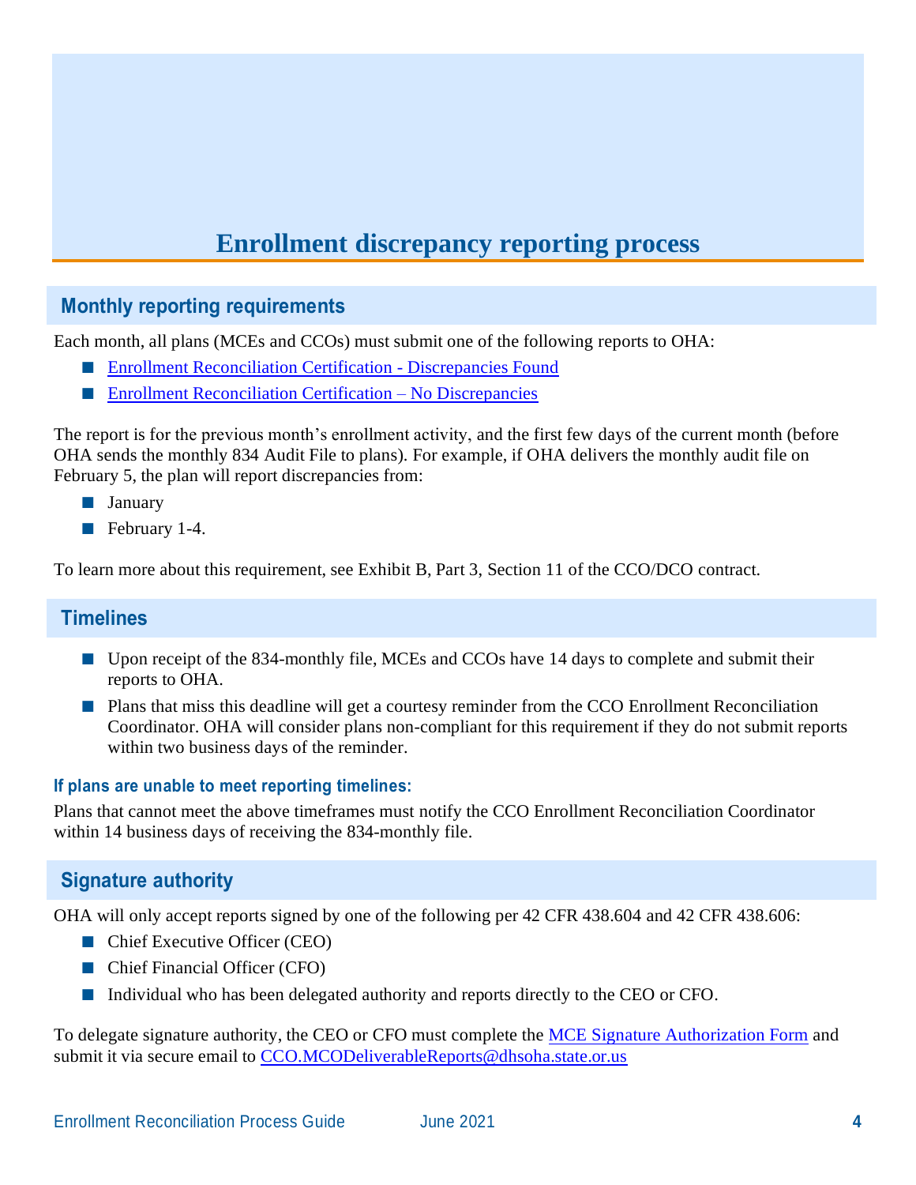# Enrollment discrepancy reporting process

## Monthly reporting requirements

Each month, all plans (MCEs and CCOs) must submit one of the following reports to OHA:

- Enrollment Reconciliation Certification - Discrepancies Found
- Enrollment Reconciliation Certification – No Discrepancies

The report is for the previous month's enrollment activity, and the first few days of the current month (before OHA sends the monthly 834 Audit File to plans). For example, if OHA delivers the monthly audit file on February 5, the plan will report discrepancies from:

- January
- February 1-4.

To learn more about this requirement, see Exhibit B, Part 3, Section 11 of the CCO/DCO contract.

## Timelines

- Upon receipt of the 834-monthly file, MCEs and CCOs have 14 days to complete and submit their reports to OHA.
- Plans that miss this deadline will get a courtesy reminder from the CCO Enrollment Reconciliation Coordinator. OHA will consider plans non-compliant for this requirement if they do not submit reports within two business days of the reminder.

### If plans are unable to meet reporting timelines:

Plans that cannot meet the above timeframes must notify the CCO Enrollment Reconciliation Coordinator within 14 business days of receiving the 834-monthly file.

## Signature authority

OHA will only accept reports signed by one of the following per 42 CFR 438.604 and 42 CFR 438.606:

- Chief Executive Officer (CEO)
- Chief Financial Officer (CFO)
- Individual who has been delegated authority and reports directly to the CEO or CFO.

To delegate signature authority, the CEO or CFO must complete the MCE Signature Authorization Form and submit it via secure email to CCO.MCODeliverableReports@dhsoha.state.or.us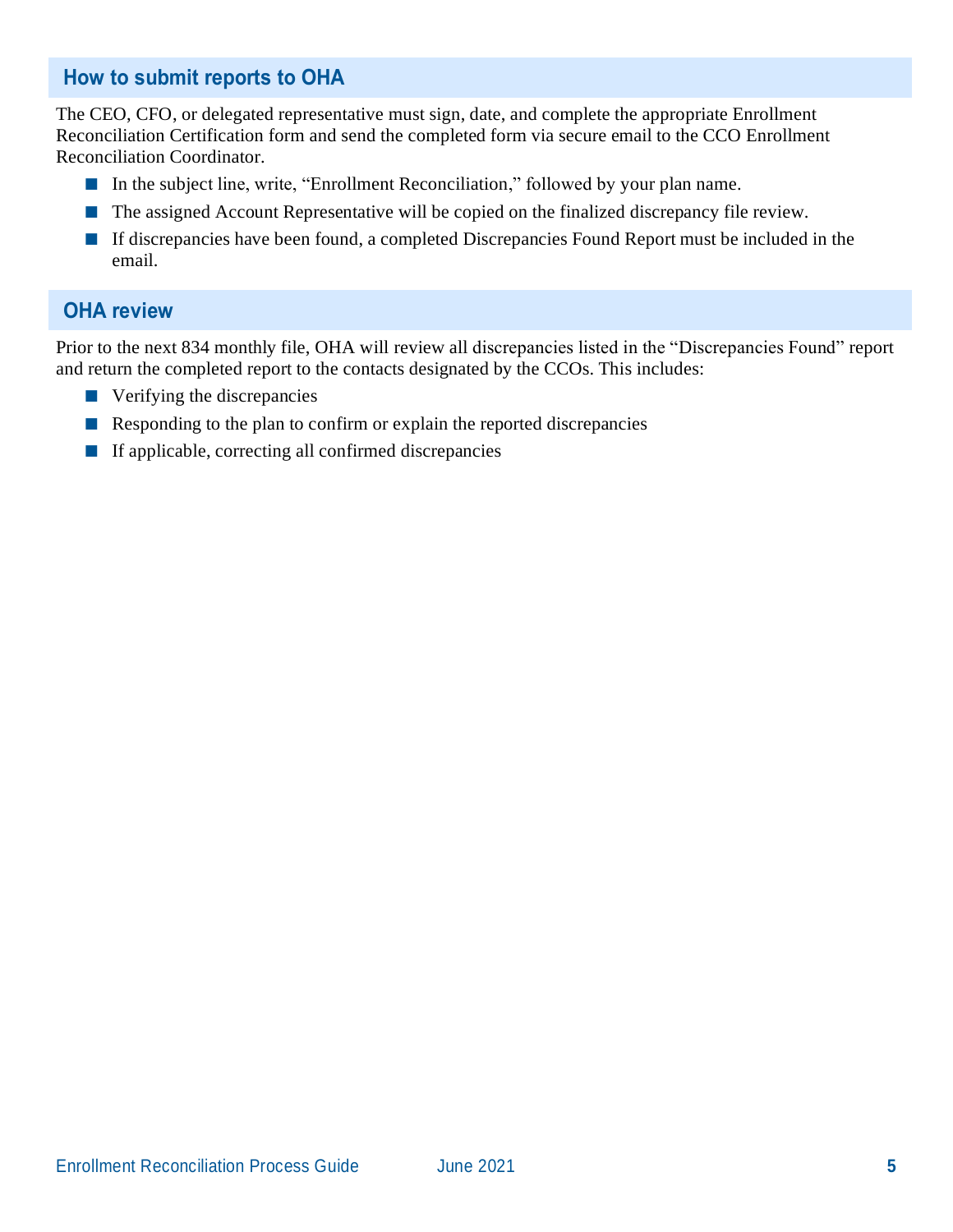## How to submit reports to OHA

The CEO, CFO, or delegated representative must sign, date, and complete the appropriate Enrollment Reconciliation Certification form and send the completed form via secure email to the CCO Enrollment Reconciliation Coordinator.

- In the subject line, write, "Enrollment Reconciliation," followed by your plan name.
- The assigned Account Representative will be copied on the finalized discrepancy file review.
- If discrepancies have been found, a completed Discrepancies Found Report must be included in the email.

## OHA review

Prior to the next 834 monthly file, OHA will review all discrepancies listed in the "Discrepancies Found" report and return the completed report to the contacts designated by the CCOs. This includes:

- Verifying the discrepancies
- Responding to the plan to confirm or explain the reported discrepancies
- If applicable, correcting all confirmed discrepancies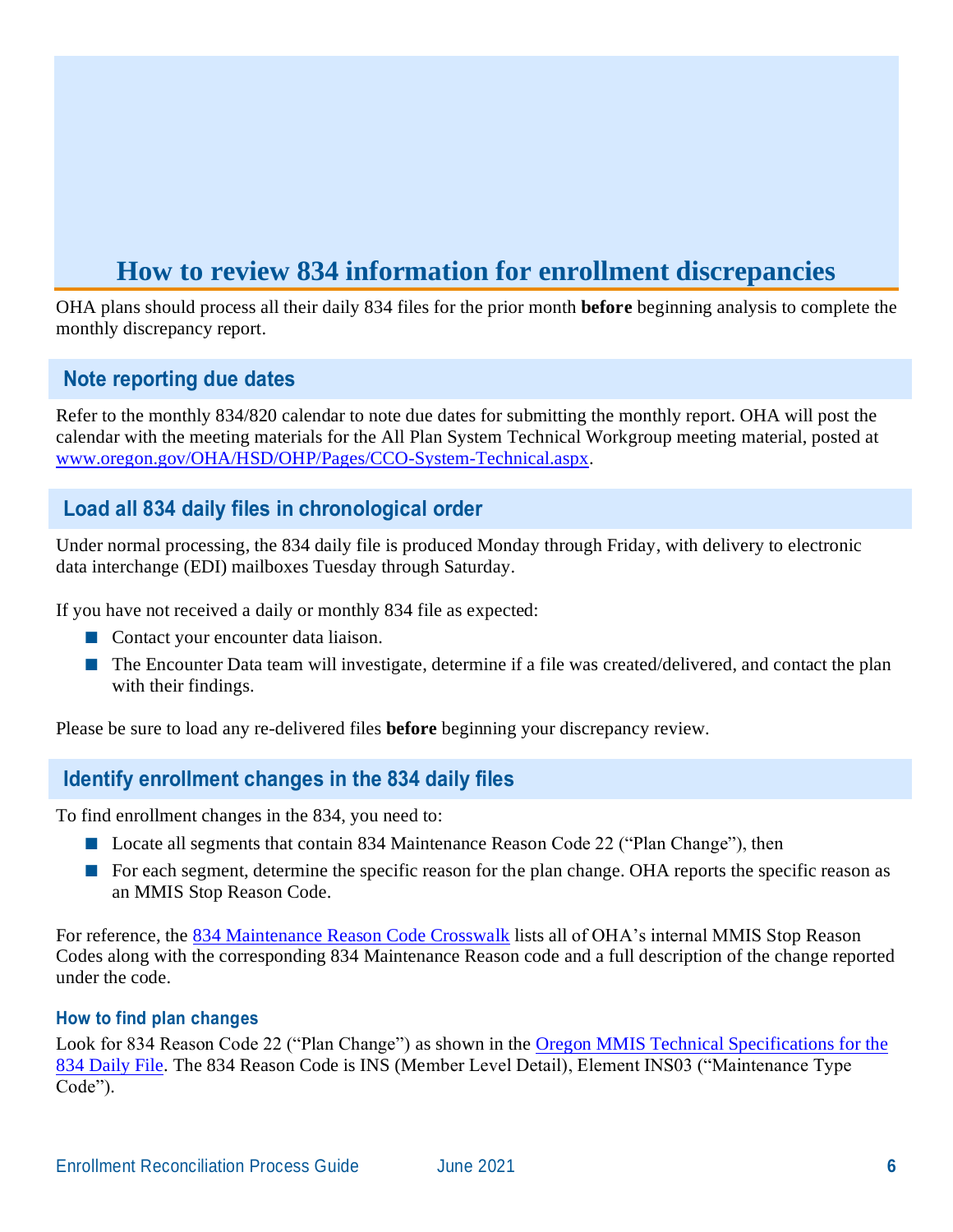# How to review 834 information for enrollment discrepancies

OHA plans should process all their daily 834 files for the prior month **before** beginning analysis to complete the monthly discrepancy report.

## Note reporting due dates

Refer to the monthly 834/820 calendar to note due dates for submitting the monthly report. OHA will post the calendar with the meeting materials for the All Plan System Technical Workgroup meeting material, posted at [www.oregon.gov/OHA/HSD/OHP/Pages/CCO-System-Technical.aspx](www.oregon.gov/OHA/HSD/OHP/Pages/CCO-System-Technical.aspx).

## Load all 834 daily files in chronological order

Under normal processing, the 834 daily file is produced Monday through Friday, with delivery to electronic data interchange (EDI) mailboxes Tuesday through Saturday.

If you have not received a daily or monthly 834 file as expected:

- Contact your encounter data liaison.
- The Encounter Data team will investigate, determine if a file was created/delivered, and contact the plan with their findings.

Please be sure to load any re-delivered files **before** beginning your discrepancy review.

## Identify enrollment changes in the 834 daily files

To find enrollment changes in the 834, you need to:

- Locate all segments that contain 834 Maintenance Reason Code 22 ("Plan Change"), then
- For each segment, determine the specific reason for the plan change. OHA reports the specific reason as an MMIS Stop Reason Code.

For reference, the 834 Maintenance Reason Code Crosswalk lists all of OHA's internal MMIS Stop Reason Codes along with the corresponding 834 Maintenance Reason code and a full description of the change reported under the code.

### How to find plan changes

Look for 834 Reason Code 22 ("Plan Change") as shown in the Oregon MMIS Technical Specifications for the 834 Daily File. The 834 Reason Code is INS (Member Level Detail), Element INS03 ("Maintenance Type Code").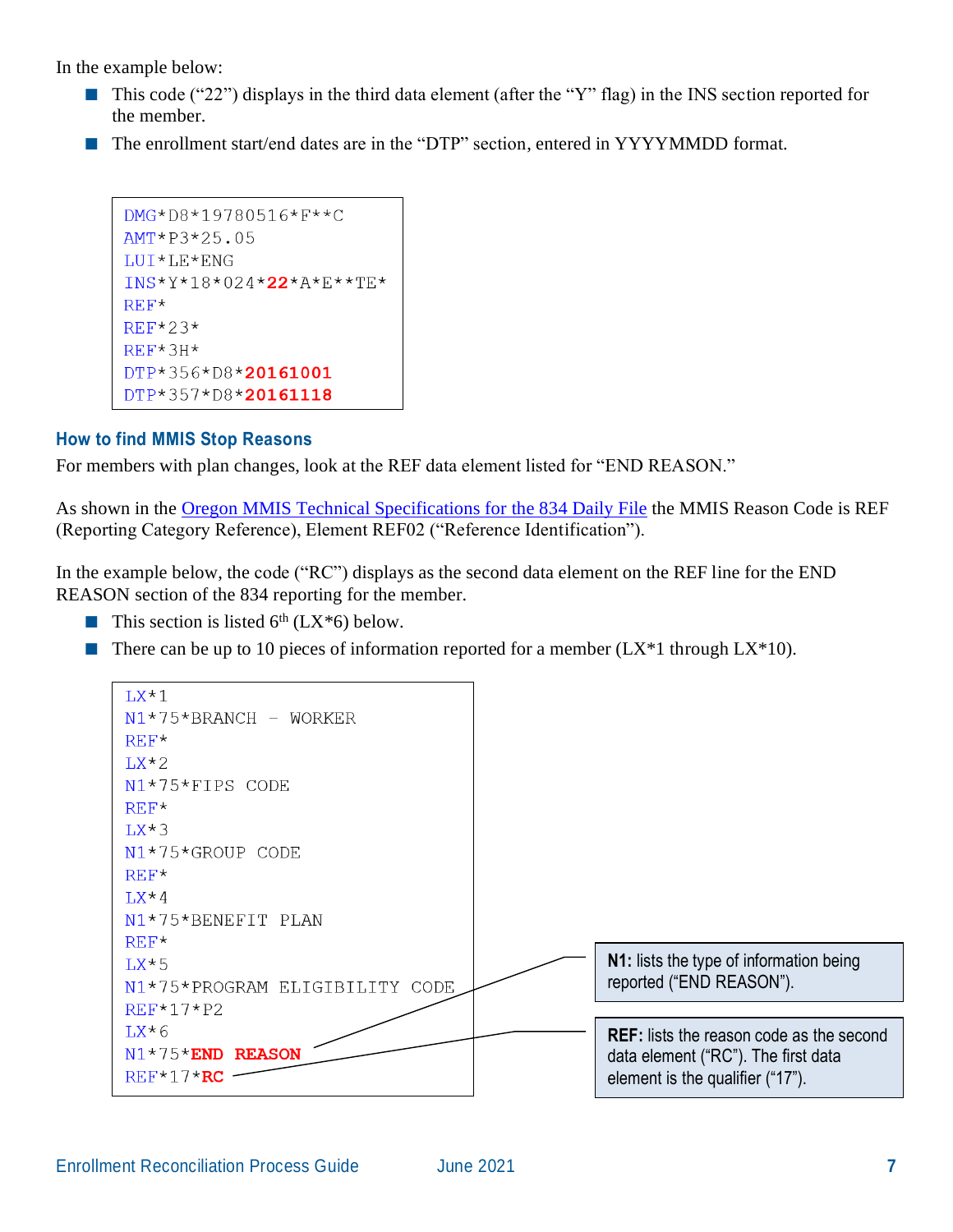In the example below:

- This code (“22”) displays in the third data element (after the “Y” flag) in the INS section reported for the member.
- The enrollment start/end dates are in the “DTP” section, entered in YYYYMMDD format.

```
DMG*D8*19780516*F**C
AMT*P3*25.05
LUI*LE*ENG
INS*Y*18*024*22*A*E**TE*
REF*
REF*23*
REF*3H*
DTP*356*D8*20161001
DTP*357*D8*20161118
```

### How to find MMIS Stop Reasons

For members with plan changes, look at the REF data element listed for “END REASON.”

As shown in the Oregon MMIS Technical Specifications for the 834 Daily File the MMIS Reason Code is REF (Reporting Category Reference), Element REF02 (“Reference Identification”).

In the example below, the code (“RC”) displays as the second data element on the REF line for the END REASON section of the 834 reporting for the member.

- This section is listed 6th (LX*6) below.
- There can be up to 10 pieces of information reported for a member (LX*1 through LX*10).

```
LX*1
N1*75*BRANCH - WORKER
REF*
LX*2
N1*75*FIPS CODE
REF*
LX*3
N1*75*GROUP CODE
REF*
LX*4
N1*75*BENEFIT PLAN
REF*
LX*5
N1*75*PROGRAM ELIGIBILITY CODE
REF*17*P2
LX*6
N1*75*END REASON
REF*17*RC
```

**N1:** lists the type of information being reported (“END REASON”).

**REF:** lists the reason code as the second data element (“RC”). The first data element is the qualifier (“17”).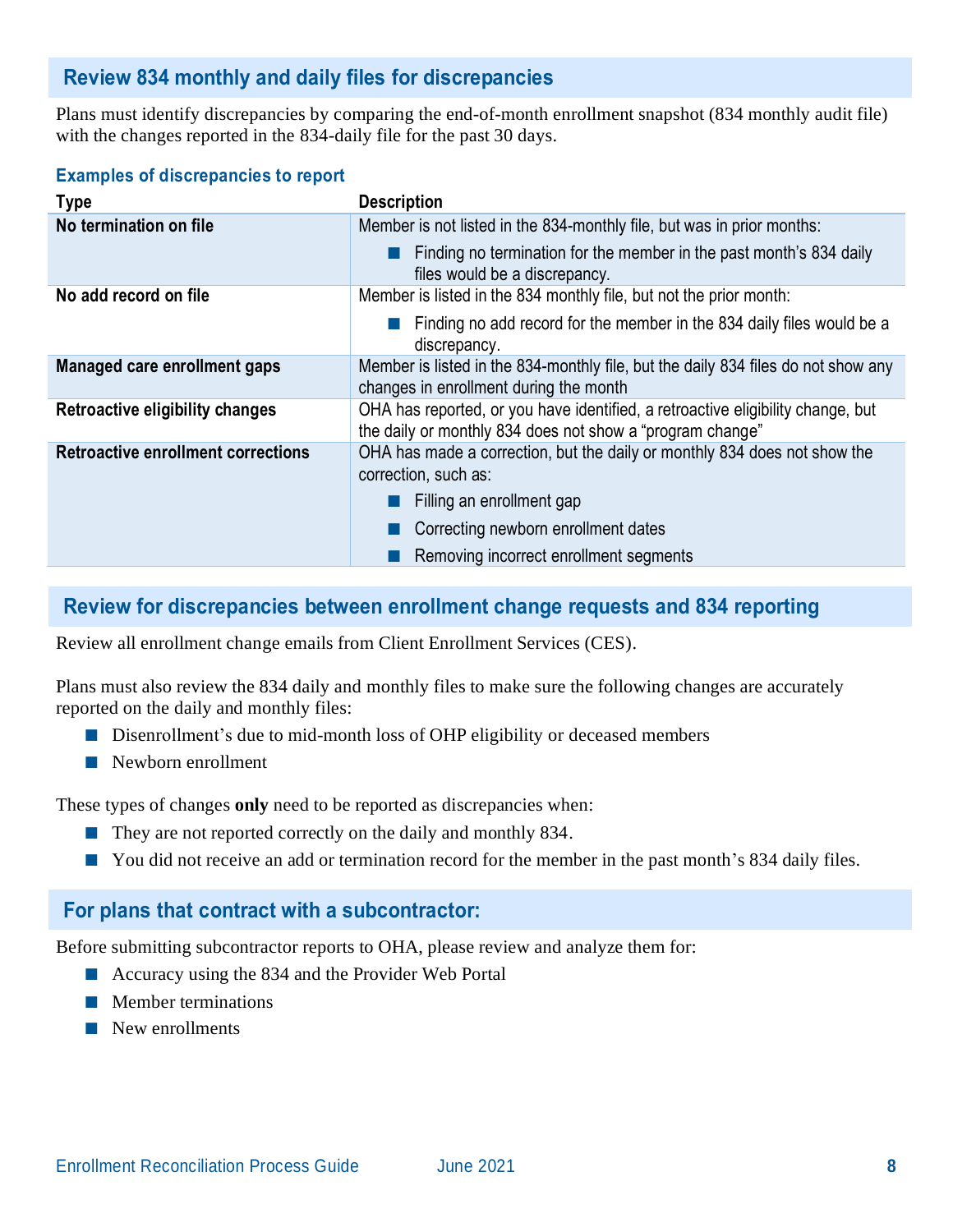## Review 834 monthly and daily files for discrepancies

Plans must identify discrepancies by comparing the end-of-month enrollment snapshot (834 monthly audit file) with the changes reported in the 834-daily file for the past 30 days.

### Examples of discrepancies to report

| Type | Description |
|---|---|
| **No termination on file** | Member is not listed in the 834-monthly file, but was in prior months:<br>■ Finding no termination for the member in the past month's 834 daily files would be a discrepancy. |
| **No add record on file** | Member is listed in the 834 monthly file, but not the prior month:<br>■ Finding no add record for the member in the 834 daily files would be a discrepancy. |
| **Managed care enrollment gaps** | Member is listed in the 834-monthly file, but the daily 834 files do not show any changes in enrollment during the month |
| **Retroactive eligibility changes** | OHA has reported, or you have identified, a retroactive eligibility change, but the daily or monthly 834 does not show a "program change" |
| **Retroactive enrollment corrections** | OHA has made a correction, but the daily or monthly 834 does not show the correction, such as:<br>■ Filling an enrollment gap<br>■ Correcting newborn enrollment dates<br>■ Removing incorrect enrollment segments |

## Review for discrepancies between enrollment change requests and 834 reporting

Review all enrollment change emails from Client Enrollment Services (CES).

Plans must also review the 834 daily and monthly files to make sure the following changes are accurately reported on the daily and monthly files:

- Disenrollment's due to mid-month loss of OHP eligibility or deceased members
- Newborn enrollment

These types of changes **only** need to be reported as discrepancies when:

- They are not reported correctly on the daily and monthly 834.
- You did not receive an add or termination record for the member in the past month's 834 daily files.

## For plans that contract with a subcontractor:

Before submitting subcontractor reports to OHA, please review and analyze them for:

- Accuracy using the 834 and the Provider Web Portal
- Member terminations
- New enrollments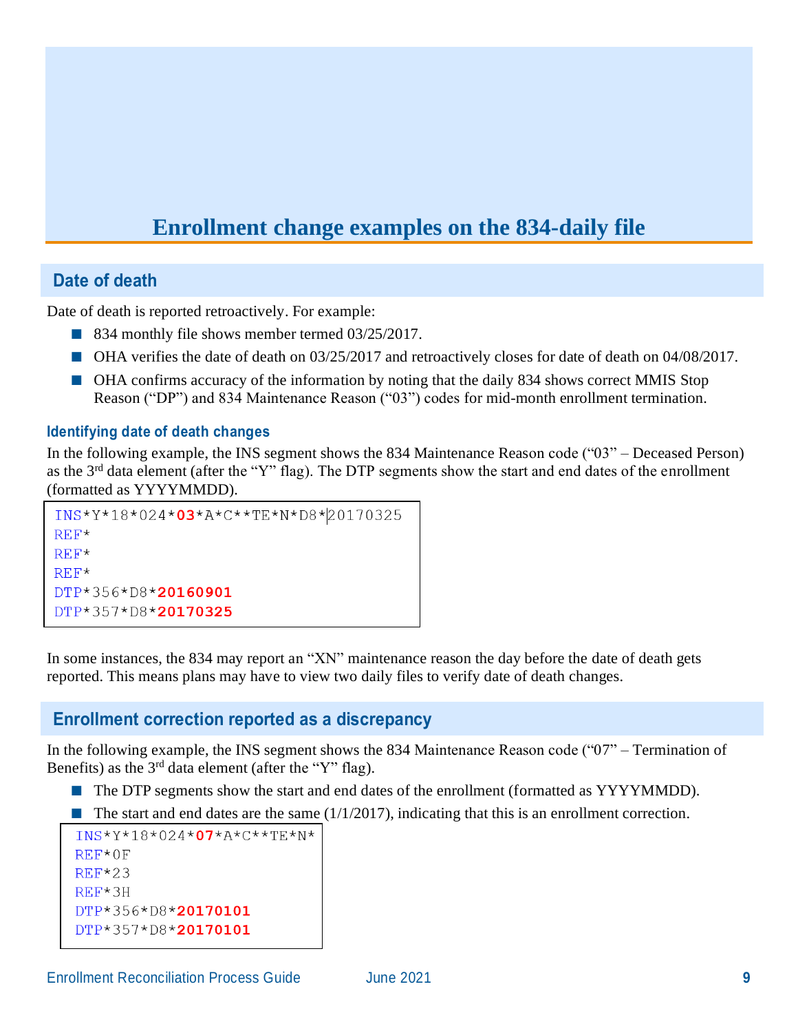# Enrollment change examples on the 834-daily file

## Date of death

Date of death is reported retroactively. For example:

- 834 monthly file shows member termed 03/25/2017.
- OHA verifies the date of death on 03/25/2017 and retroactively closes for date of death on 04/08/2017.
- OHA confirms accuracy of the information by noting that the daily 834 shows correct MMIS Stop Reason (“DP”) and 834 Maintenance Reason (“03”) codes for mid-month enrollment termination.

### Identifying date of death changes

In the following example, the INS segment shows the 834 Maintenance Reason code (“03” – Deceased Person) as the 3rd data element (after the “Y” flag). The DTP segments show the start and end dates of the enrollment (formatted as YYYYMMDD).

```
INS*Y*18*024*03*A*C**TE*N*D8*20170325
REF*
REF*
REF*
DTP*356*D8*20160901
DTP*357*D8*20170325
```

In some instances, the 834 may report an “XN” maintenance reason the day before the date of death gets reported. This means plans may have to view two daily files to verify date of death changes.

## Enrollment correction reported as a discrepancy

In the following example, the INS segment shows the 834 Maintenance Reason code (“07” – Termination of Benefits) as the 3rd data element (after the “Y” flag).

- The DTP segments show the start and end dates of the enrollment (formatted as YYYYMMDD).
- The start and end dates are the same (1/1/2017), indicating that this is an enrollment correction.

```
INS*Y*18*024*07*A*C**TE*N*
REF*0F
REF*23
REF*3H
DTP*356*D8*20170101
DTP*357*D8*20170101
```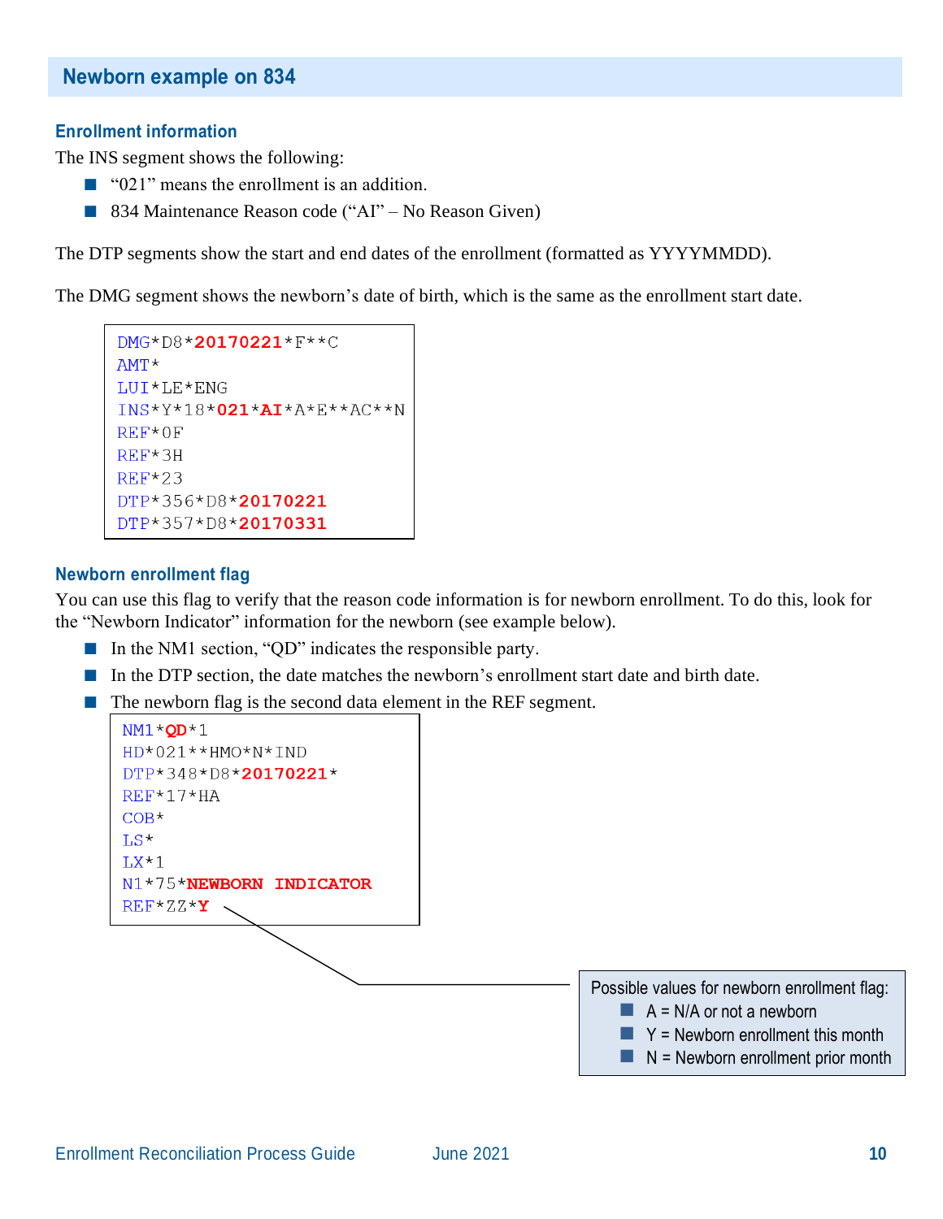## Newborn example on 834

### Enrollment information

The INS segment shows the following:

- "021" means the enrollment is an addition.
- 834 Maintenance Reason code ("AI" – No Reason Given)

The DTP segments show the start and end dates of the enrollment (formatted as YYYYMMDD).

The DMG segment shows the newborn's date of birth, which is the same as the enrollment start date.

```
DMG*D8*20170221*F**C
AMT*
LUI*LE*ENG
INS*Y*18*021*AI*A*E**AC**N
REF*0F
REF*3H
REF*23
DTP*356*D8*20170221
DTP*357*D8*20170331
```

### Newborn enrollment flag

You can use this flag to verify that the reason code information is for newborn enrollment. To do this, look for the "Newborn Indicator" information for the newborn (see example below).

- In the NM1 section, "QD" indicates the responsible party.
- In the DTP section, the date matches the newborn's enrollment start date and birth date.
- The newborn flag is the second data element in the REF segment.

```
NM1*QD*1
HD*021**HMO*N*IND
DTP*348*D8*20170221*
REF*17*HA
COB*
LS*
LX*1
N1*75*NEWBORN INDICATOR
REF*ZZ*Y
```

Possible values for newborn enrollment flag:

- A = N/A or not a newborn
- Y = Newborn enrollment this month
- N = Newborn enrollment prior month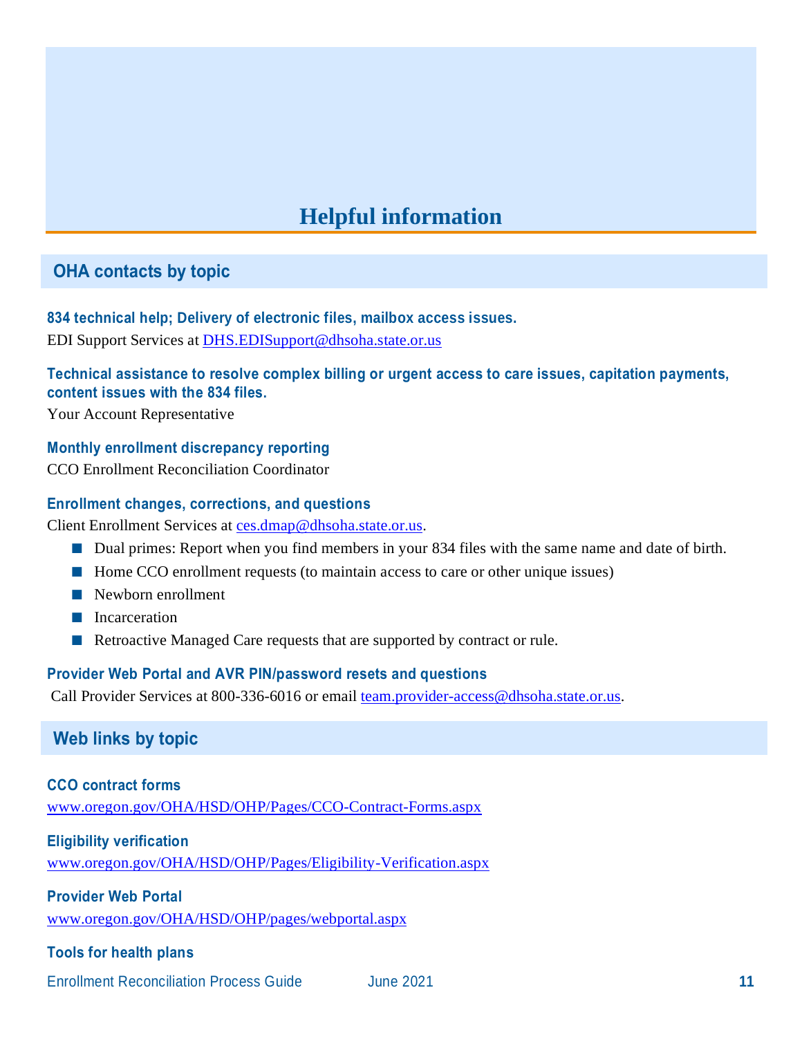# Helpful information

## OHA contacts by topic

**834 technical help; Delivery of electronic files, mailbox access issues.**

EDI Support Services at DHS.EDISupport@dhsoha.state.or.us

**Technical assistance to resolve complex billing or urgent access to care issues, capitation payments, content issues with the 834 files.**

Your Account Representative

**Monthly enrollment discrepancy reporting**

CCO Enrollment Reconciliation Coordinator

**Enrollment changes, corrections, and questions**

Client Enrollment Services at ces.dmap@dhsoha.state.or.us.

- Dual primes: Report when you find members in your 834 files with the same name and date of birth.
- Home CCO enrollment requests (to maintain access to care or other unique issues)
- Newborn enrollment
- Incarceration
- Retroactive Managed Care requests that are supported by contract or rule.

**Provider Web Portal and AVR PIN/password resets and questions**

Call Provider Services at 800-336-6016 or email team.provider-access@dhsoha.state.or.us.

## Web links by topic

**CCO contract forms**

www.oregon.gov/OHA/HSD/OHP/Pages/CCO-Contract-Forms.aspx

**Eligibility verification**

www.oregon.gov/OHA/HSD/OHP/Pages/Eligibility-Verification.aspx

**Provider Web Portal**

www.oregon.gov/OHA/HSD/OHP/pages/webportal.aspx

**Tools for health plans**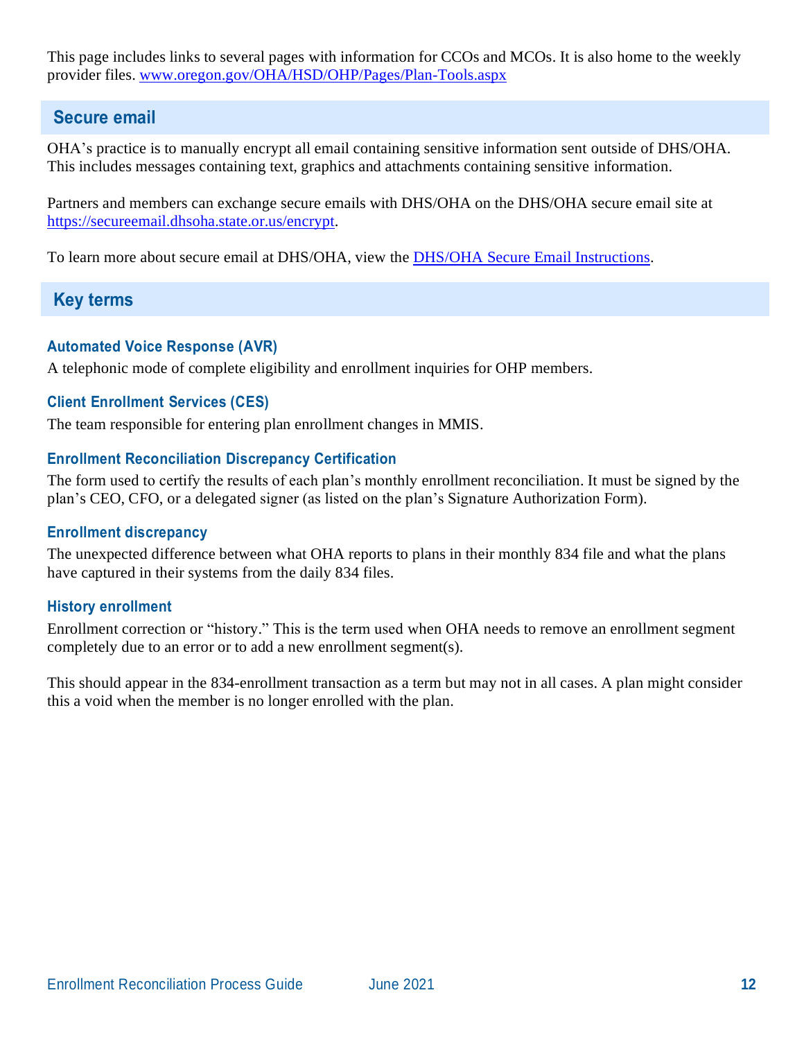This page includes links to several pages with information for CCOs and MCOs. It is also home to the weekly provider files. [www.oregon.gov/OHA/HSD/OHP/Pages/Plan-Tools.aspx](www.oregon.gov/OHA/HSD/OHP/Pages/Plan-Tools.aspx)

## Secure email

OHA's practice is to manually encrypt all email containing sensitive information sent outside of DHS/OHA. This includes messages containing text, graphics and attachments containing sensitive information.

Partners and members can exchange secure emails with DHS/OHA on the DHS/OHA secure email site at [https://secureemail.dhsoha.state.or.us/encrypt](https://secureemail.dhsoha.state.or.us/encrypt).

To learn more about secure email at DHS/OHA, view the DHS/OHA Secure Email Instructions.

## Key terms

### Automated Voice Response (AVR)

A telephonic mode of complete eligibility and enrollment inquiries for OHP members.

### Client Enrollment Services (CES)

The team responsible for entering plan enrollment changes in MMIS.

### Enrollment Reconciliation Discrepancy Certification

The form used to certify the results of each plan's monthly enrollment reconciliation. It must be signed by the plan's CEO, CFO, or a delegated signer (as listed on the plan's Signature Authorization Form).

### Enrollment discrepancy

The unexpected difference between what OHA reports to plans in their monthly 834 file and what the plans have captured in their systems from the daily 834 files.

### History enrollment

Enrollment correction or "history." This is the term used when OHA needs to remove an enrollment segment completely due to an error or to add a new enrollment segment(s).

This should appear in the 834-enrollment transaction as a term but may not in all cases. A plan might consider this a void when the member is no longer enrolled with the plan.